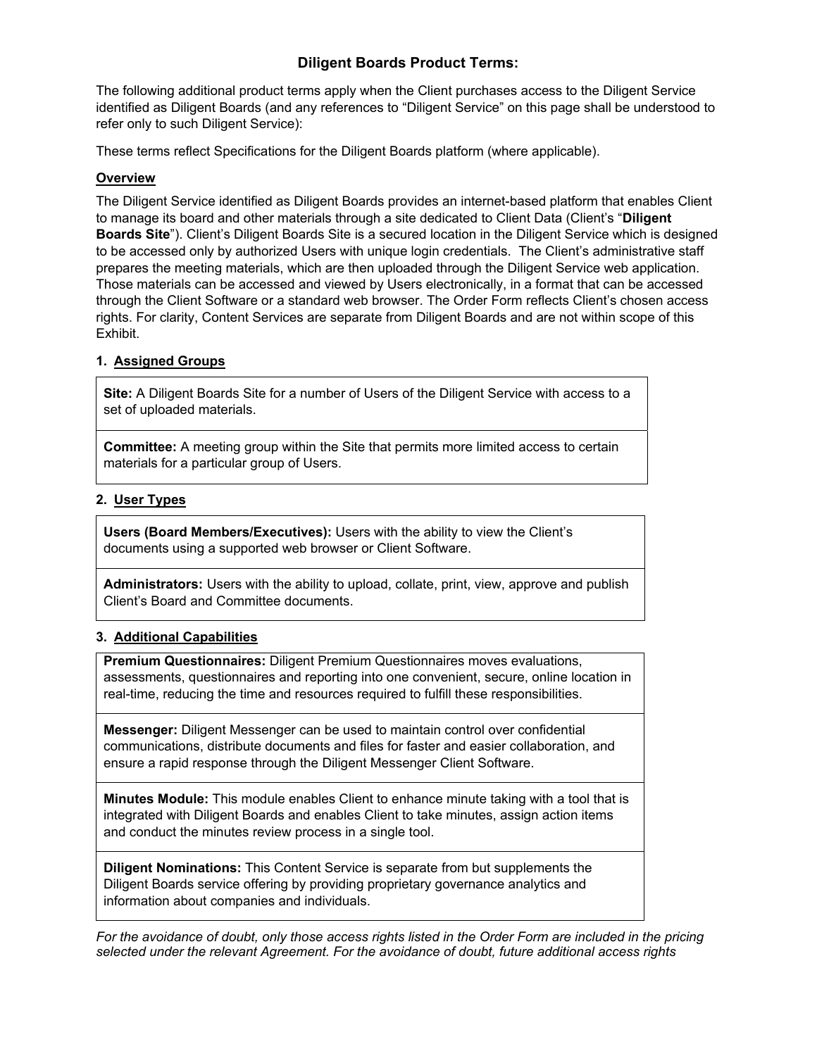# Diligent Boards Product Terms:

The following additional product terms apply when the Client purchases access to the Diligent Service identified as Diligent Boards (and any references to "Diligent Service" on this page shall be understood to refer only to such Diligent Service):

These terms reflect Specifications for the Diligent Boards platform (where applicable).

## Overview

The Diligent Service identified as Diligent Boards provides an internet-based platform that enables Client to manage its board and other materials through a site dedicated to Client Data (Client's "**Diligent Boards Site**"). Client's Diligent Boards Site is a secured location in the Diligent Service which is designed to be accessed only by authorized Users with unique login credentials. The Client's administrative staff prepares the meeting materials, which are then uploaded through the Diligent Service web application. Those materials can be accessed and viewed by Users electronically, in a format that can be accessed through the Client Software or a standard web browser. The Order Form reflects Client's chosen access rights. For clarity, Content Services are separate from Diligent Boards and are not within scope of this Exhibit.

## 1. Assigned Groups

| |
|---|
| **Site:** A Diligent Boards Site for a number of Users of the Diligent Service with access to a set of uploaded materials. |
| **Committee:** A meeting group within the Site that permits more limited access to certain materials for a particular group of Users. |

## 2. User Types

| |
|---|
| **Users (Board Members/Executives):** Users with the ability to view the Client's documents using a supported web browser or Client Software. |
| **Administrators:** Users with the ability to upload, collate, print, view, approve and publish Client's Board and Committee documents. |

## 3. Additional Capabilities

| |
|---|
| **Premium Questionnaires:** Diligent Premium Questionnaires moves evaluations, assessments, questionnaires and reporting into one convenient, secure, online location in real-time, reducing the time and resources required to fulfill these responsibilities. |
| **Messenger:** Diligent Messenger can be used to maintain control over confidential communications, distribute documents and files for faster and easier collaboration, and ensure a rapid response through the Diligent Messenger Client Software. |
| **Minutes Module:** This module enables Client to enhance minute taking with a tool that is integrated with Diligent Boards and enables Client to take minutes, assign action items and conduct the minutes review process in a single tool. |
| **Diligent Nominations:** This Content Service is separate from but supplements the Diligent Boards service offering by providing proprietary governance analytics and information about companies and individuals. |

*For the avoidance of doubt, only those access rights listed in the Order Form are included in the pricing selected under the relevant Agreement. For the avoidance of doubt, future additional access rights*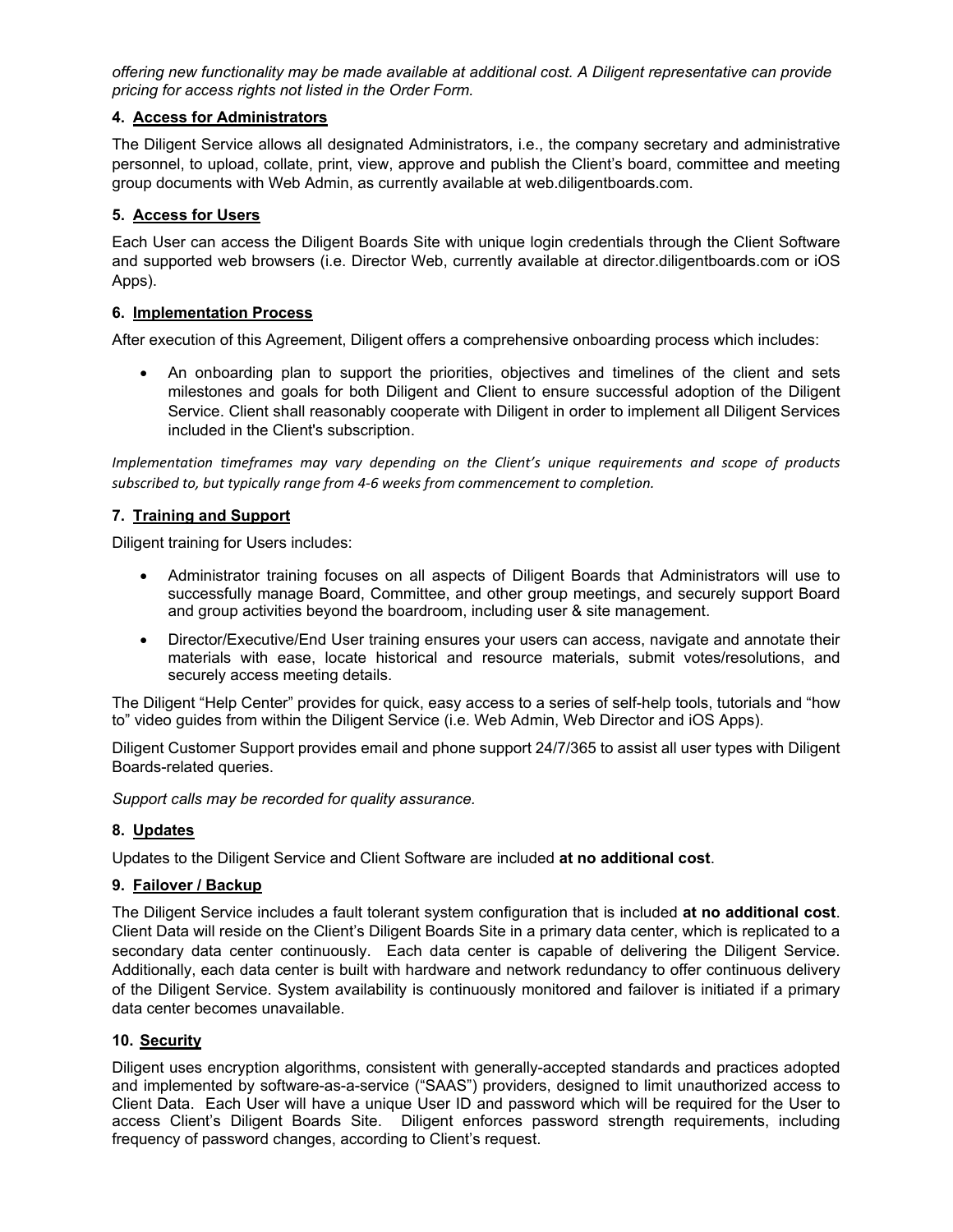*offering new functionality may be made available at additional cost. A Diligent representative can provide pricing for access rights not listed in the Order Form.*

**4. Access for Administrators**

The Diligent Service allows all designated Administrators, i.e., the company secretary and administrative personnel, to upload, collate, print, view, approve and publish the Client's board, committee and meeting group documents with Web Admin, as currently available at web.diligentboards.com.

**5. Access for Users**

Each User can access the Diligent Boards Site with unique login credentials through the Client Software and supported web browsers (i.e. Director Web, currently available at director.diligentboards.com or iOS Apps).

**6. Implementation Process**

After execution of this Agreement, Diligent offers a comprehensive onboarding process which includes:

- An onboarding plan to support the priorities, objectives and timelines of the client and sets milestones and goals for both Diligent and Client to ensure successful adoption of the Diligent Service. Client shall reasonably cooperate with Diligent in order to implement all Diligent Services included in the Client's subscription.

*Implementation timeframes may vary depending on the Client's unique requirements and scope of products subscribed to, but typically range from 4-6 weeks from commencement to completion.*

**7. Training and Support**

Diligent training for Users includes:

- Administrator training focuses on all aspects of Diligent Boards that Administrators will use to successfully manage Board, Committee, and other group meetings, and securely support Board and group activities beyond the boardroom, including user & site management.
- Director/Executive/End User training ensures your users can access, navigate and annotate their materials with ease, locate historical and resource materials, submit votes/resolutions, and securely access meeting details.

The Diligent "Help Center" provides for quick, easy access to a series of self-help tools, tutorials and "how to" video guides from within the Diligent Service (i.e. Web Admin, Web Director and iOS Apps).

Diligent Customer Support provides email and phone support 24/7/365 to assist all user types with Diligent Boards-related queries.

*Support calls may be recorded for quality assurance.*

**8. Updates**

Updates to the Diligent Service and Client Software are included **at no additional cost**.

**9. Failover / Backup**

The Diligent Service includes a fault tolerant system configuration that is included **at no additional cost**. Client Data will reside on the Client's Diligent Boards Site in a primary data center, which is replicated to a secondary data center continuously. Each data center is capable of delivering the Diligent Service. Additionally, each data center is built with hardware and network redundancy to offer continuous delivery of the Diligent Service. System availability is continuously monitored and failover is initiated if a primary data center becomes unavailable.

**10. Security**

Diligent uses encryption algorithms, consistent with generally-accepted standards and practices adopted and implemented by software-as-a-service ("SAAS") providers, designed to limit unauthorized access to Client Data. Each User will have a unique User ID and password which will be required for the User to access Client's Diligent Boards Site. Diligent enforces password strength requirements, including frequency of password changes, according to Client's request.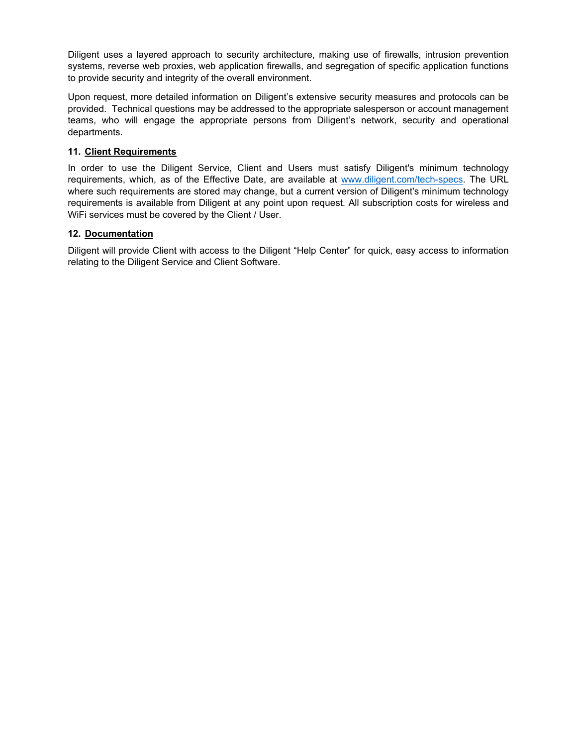Diligent uses a layered approach to security architecture, making use of firewalls, intrusion prevention systems, reverse web proxies, web application firewalls, and segregation of specific application functions to provide security and integrity of the overall environment.

Upon request, more detailed information on Diligent's extensive security measures and protocols can be provided. Technical questions may be addressed to the appropriate salesperson or account management teams, who will engage the appropriate persons from Diligent's network, security and operational departments.

## 11. Client Requirements

In order to use the Diligent Service, Client and Users must satisfy Diligent's minimum technology requirements, which, as of the Effective Date, are available at [www.diligent.com/tech-specs](http://www.diligent.com/tech-specs). The URL where such requirements are stored may change, but a current version of Diligent's minimum technology requirements is available from Diligent at any point upon request. All subscription costs for wireless and WiFi services must be covered by the Client / User.

## 12. Documentation

Diligent will provide Client with access to the Diligent "Help Center" for quick, easy access to information relating to the Diligent Service and Client Software.